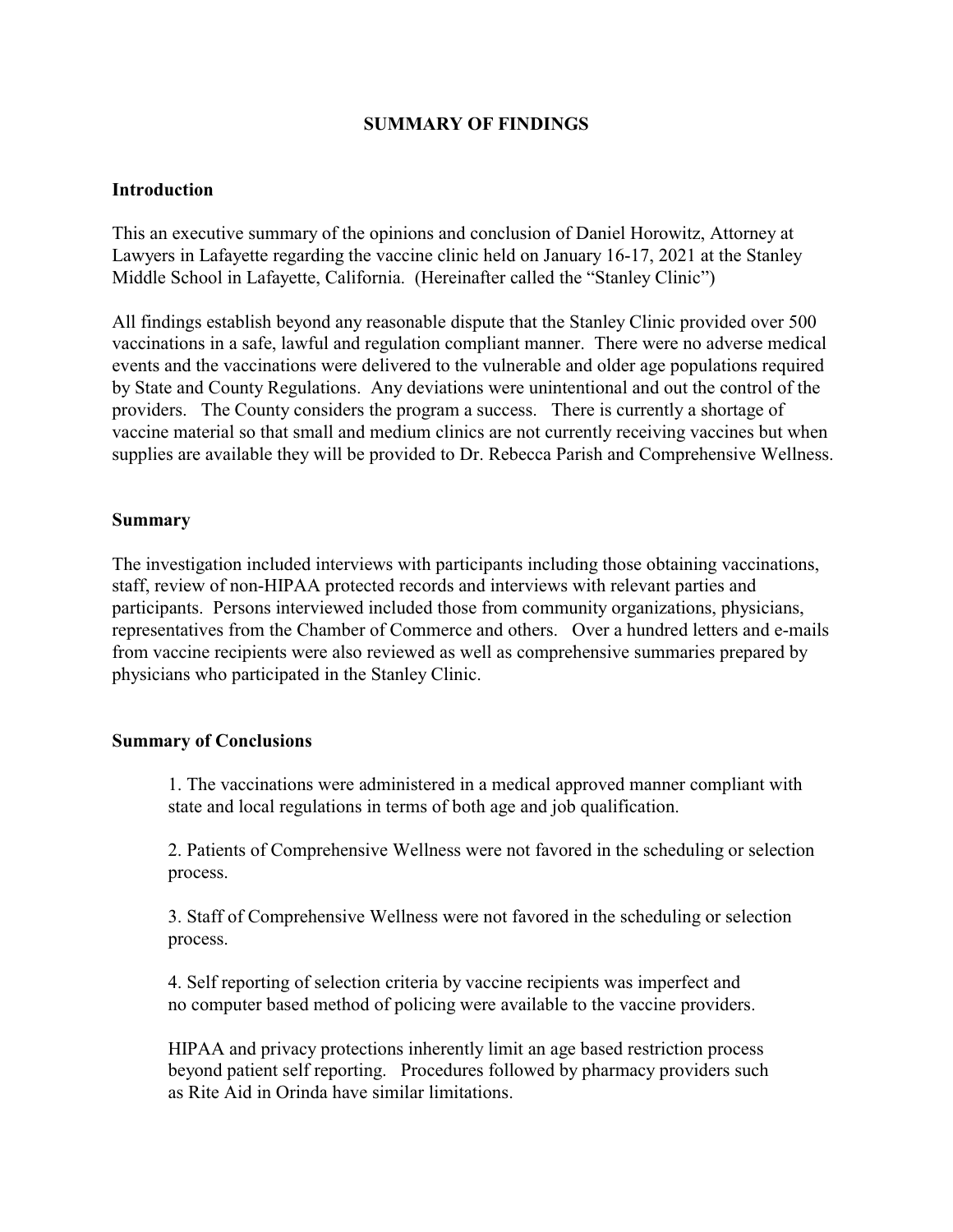# SUMMARY OF FINDINGS

## Introduction

This an executive summary of the opinions and conclusion of Daniel Horowitz, Attorney at Lawyers in Lafayette regarding the vaccine clinic held on January 16-17, 2021 at the Stanley Middle School in Lafayette, California. (Hereinafter called the "Stanley Clinic")

All findings establish beyond any reasonable dispute that the Stanley Clinic provided over 500 vaccinations in a safe, lawful and regulation compliant manner. There were no adverse medical events and the vaccinations were delivered to the vulnerable and older age populations required by State and County Regulations. Any deviations were unintentional and out the control of the providers. The County considers the program a success. There is currently a shortage of vaccine material so that small and medium clinics are not currently receiving vaccines but when supplies are available they will be provided to Dr. Rebecca Parish and Comprehensive Wellness.

## Summary

The investigation included interviews with participants including those obtaining vaccinations, staff, review of non-HIPAA protected records and interviews with relevant parties and participants. Persons interviewed included those from community organizations, physicians, representatives from the Chamber of Commerce and others. Over a hundred letters and e-mails from vaccine recipients were also reviewed as well as comprehensive summaries prepared by physicians who participated in the Stanley Clinic.

## Summary of Conclusions

1. The vaccinations were administered in a medical approved manner compliant with state and local regulations in terms of both age and job qualification.

2. Patients of Comprehensive Wellness were not favored in the scheduling or selection process.

3. Staff of Comprehensive Wellness were not favored in the scheduling or selection process.

4. Self reporting of selection criteria by vaccine recipients was imperfect and no computer based method of policing were available to the vaccine providers.

HIPAA and privacy protections inherently limit an age based restriction process beyond patient self reporting. Procedures followed by pharmacy providers such as Rite Aid in Orinda have similar limitations.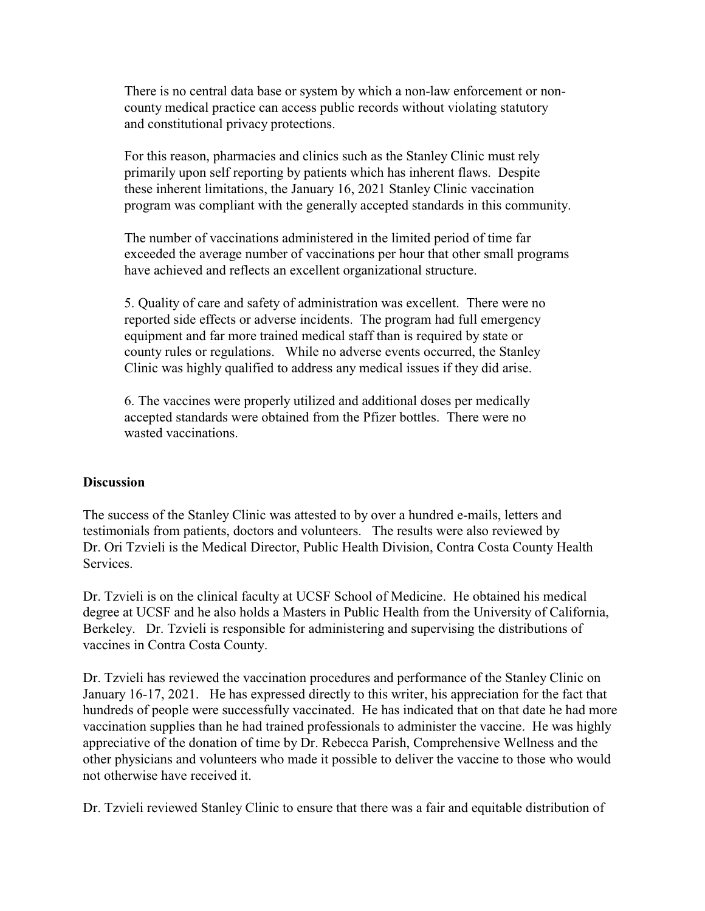There is no central data base or system by which a non-law enforcement or non-county medical practice can access public records without violating statutory and constitutional privacy protections.

For this reason, pharmacies and clinics such as the Stanley Clinic must rely primarily upon self reporting by patients which has inherent flaws. Despite these inherent limitations, the January 16, 2021 Stanley Clinic vaccination program was compliant with the generally accepted standards in this community.

The number of vaccinations administered in the limited period of time far exceeded the average number of vaccinations per hour that other small programs have achieved and reflects an excellent organizational structure.

5. Quality of care and safety of administration was excellent. There were no reported side effects or adverse incidents. The program had full emergency equipment and far more trained medical staff than is required by state or county rules or regulations. While no adverse events occurred, the Stanley Clinic was highly qualified to address any medical issues if they did arise.

6. The vaccines were properly utilized and additional doses per medically accepted standards were obtained from the Pfizer bottles. There were no wasted vaccinations.

**Discussion**

The success of the Stanley Clinic was attested to by over a hundred e-mails, letters and testimonials from patients, doctors and volunteers. The results were also reviewed by Dr. Ori Tzvieli is the Medical Director, Public Health Division, Contra Costa County Health Services.

Dr. Tzvieli is on the clinical faculty at UCSF School of Medicine. He obtained his medical degree at UCSF and he also holds a Masters in Public Health from the University of California, Berkeley. Dr. Tzvieli is responsible for administering and supervising the distributions of vaccines in Contra Costa County.

Dr. Tzvieli has reviewed the vaccination procedures and performance of the Stanley Clinic on January 16-17, 2021. He has expressed directly to this writer, his appreciation for the fact that hundreds of people were successfully vaccinated. He has indicated that on that date he had more vaccination supplies than he had trained professionals to administer the vaccine. He was highly appreciative of the donation of time by Dr. Rebecca Parish, Comprehensive Wellness and the other physicians and volunteers who made it possible to deliver the vaccine to those who would not otherwise have received it.

Dr. Tzvieli reviewed Stanley Clinic to ensure that there was a fair and equitable distribution of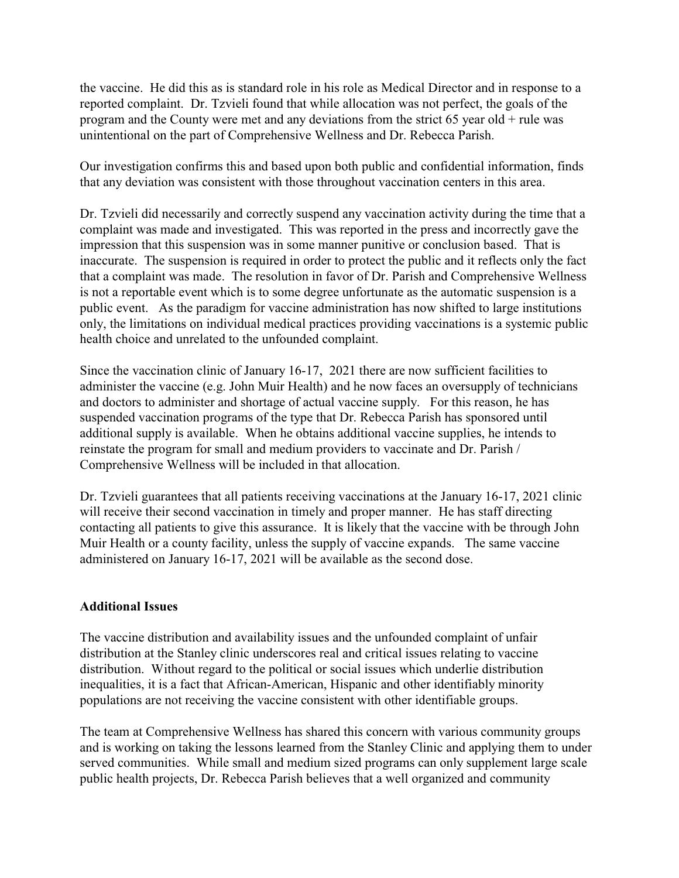the vaccine. He did this as is standard role in his role as Medical Director and in response to a reported complaint. Dr. Tzvieli found that while allocation was not perfect, the goals of the program and the County were met and any deviations from the strict 65 year old + rule was unintentional on the part of Comprehensive Wellness and Dr. Rebecca Parish.

Our investigation confirms this and based upon both public and confidential information, finds that any deviation was consistent with those throughout vaccination centers in this area.

Dr. Tzvieli did necessarily and correctly suspend any vaccination activity during the time that a complaint was made and investigated. This was reported in the press and incorrectly gave the impression that this suspension was in some manner punitive or conclusion based. That is inaccurate. The suspension is required in order to protect the public and it reflects only the fact that a complaint was made. The resolution in favor of Dr. Parish and Comprehensive Wellness is not a reportable event which is to some degree unfortunate as the automatic suspension is a public event. As the paradigm for vaccine administration has now shifted to large institutions only, the limitations on individual medical practices providing vaccinations is a systemic public health choice and unrelated to the unfounded complaint.

Since the vaccination clinic of January 16-17, 2021 there are now sufficient facilities to administer the vaccine (e.g. John Muir Health) and he now faces an oversupply of technicians and doctors to administer and shortage of actual vaccine supply. For this reason, he has suspended vaccination programs of the type that Dr. Rebecca Parish has sponsored until additional supply is available. When he obtains additional vaccine supplies, he intends to reinstate the program for small and medium providers to vaccinate and Dr. Parish / Comprehensive Wellness will be included in that allocation.

Dr. Tzvieli guarantees that all patients receiving vaccinations at the January 16-17, 2021 clinic will receive their second vaccination in timely and proper manner. He has staff directing contacting all patients to give this assurance. It is likely that the vaccine with be through John Muir Health or a county facility, unless the supply of vaccine expands. The same vaccine administered on January 16-17, 2021 will be available as the second dose.

**Additional Issues**

The vaccine distribution and availability issues and the unfounded complaint of unfair distribution at the Stanley clinic underscores real and critical issues relating to vaccine distribution. Without regard to the political or social issues which underlie distribution inequalities, it is a fact that African-American, Hispanic and other identifiably minority populations are not receiving the vaccine consistent with other identifiable groups.

The team at Comprehensive Wellness has shared this concern with various community groups and is working on taking the lessons learned from the Stanley Clinic and applying them to under served communities. While small and medium sized programs can only supplement large scale public health projects, Dr. Rebecca Parish believes that a well organized and community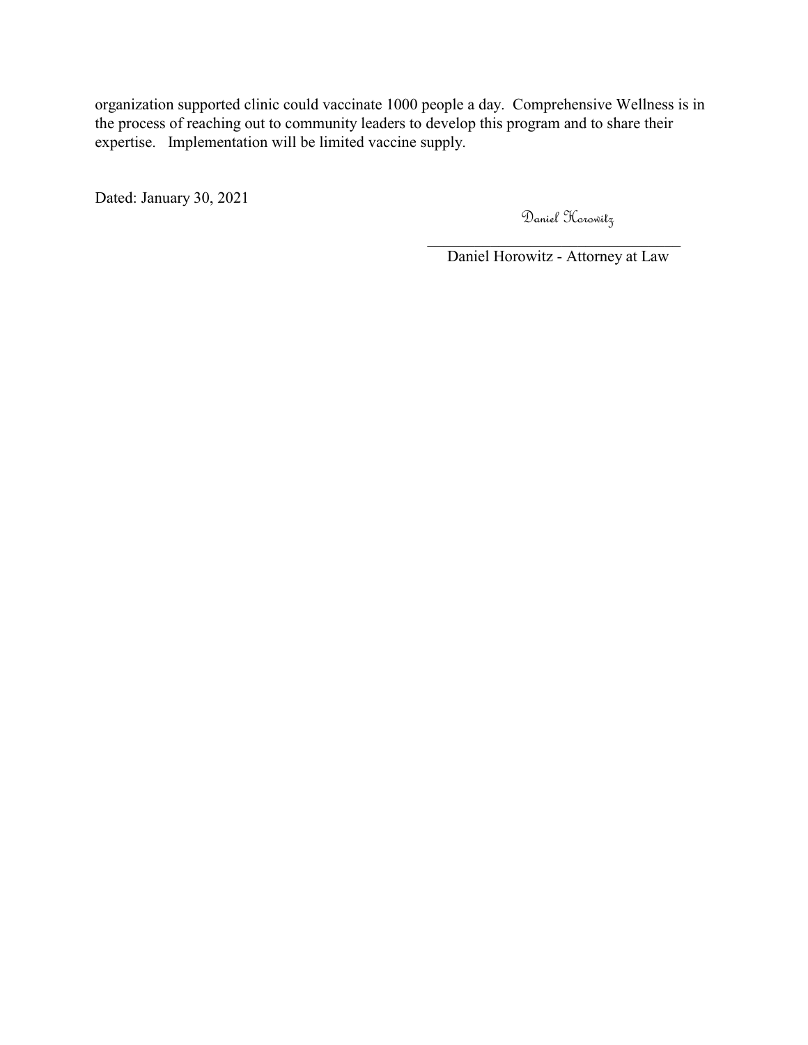organization supported clinic could vaccinate 1000 people a day. Comprehensive Wellness is in the process of reaching out to community leaders to develop this program and to share their expertise. Implementation will be limited vaccine supply.

Dated: January 30, 2021

Daniel Horowitz

\_\_\_\_\_\_\_\_\_\_\_\_\_\_\_\_\_\_\_\_\_\_\_\_\_\_\_\_\_\_\_\_\_\_

Daniel Horowitz - Attorney at Law